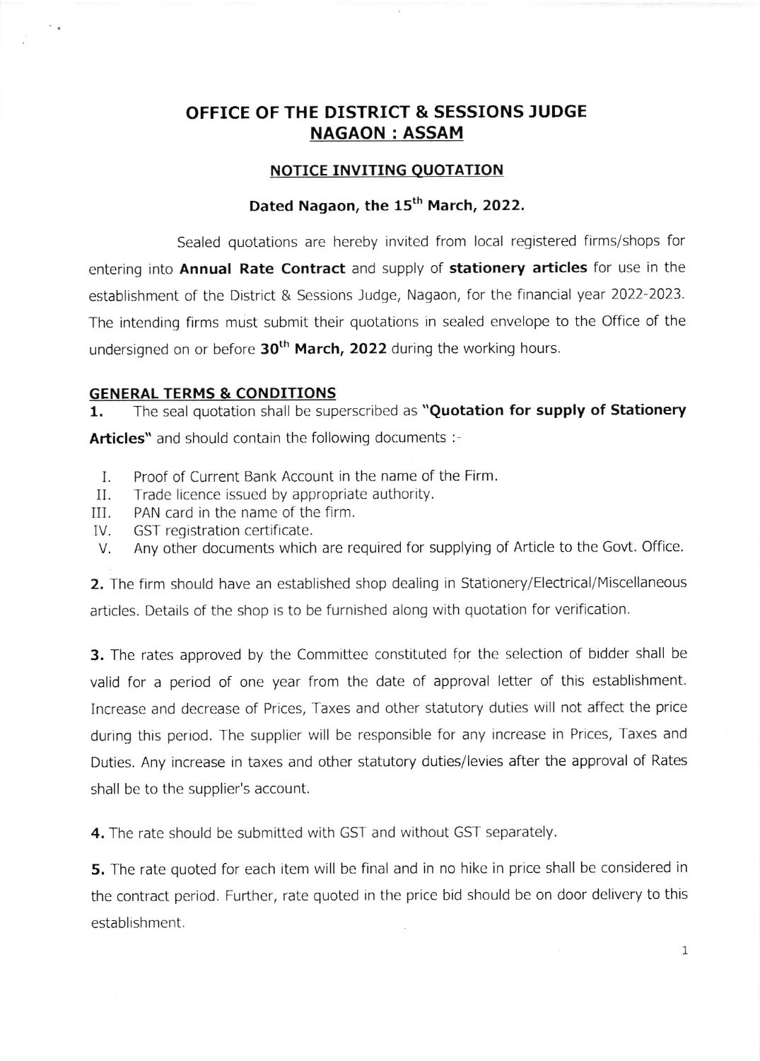# OFFICE OF THE DISTRICT & SESSIONS JUDGE
## NAGAON : ASSAM

### NOTICE INVITING QUOTATION

### Dated Nagaon, the 15th March, 2022.

Sealed quotations are hereby invited from local registered firms/shops for entering into **Annual Rate Contract** and supply of **stationery articles** for use in the establishment of the District & Sessions Judge, Nagaon, for the financial year 2022-2023. The intending firms must submit their quotations in sealed envelope to the Office of the undersigned on or before **30th March, 2022** during the working hours.

**GENERAL TERMS & CONDITIONS**

**1.** The seal quotation shall be superscribed as **"Quotation for supply of Stationery Articles"** and should contain the following documents :-

I. Proof of Current Bank Account in the name of the Firm.
II. Trade licence issued by appropriate authority.
III. PAN card in the name of the firm.
IV. GST registration certificate.
V. Any other documents which are required for supplying of Article to the Govt. Office.

**2.** The firm should have an established shop dealing in Stationery/Electrical/Miscellaneous articles. Details of the shop is to be furnished along with quotation for verification.

**3.** The rates approved by the Committee constituted for the selection of bidder shall be valid for a period of one year from the date of approval letter of this establishment. Increase and decrease of Prices, Taxes and other statutory duties will not affect the price during this period. The supplier will be responsible for any increase in Prices, Taxes and Duties. Any increase in taxes and other statutory duties/levies after the approval of Rates shall be to the supplier's account.

**4.** The rate should be submitted with GST and without GST separately.

**5.** The rate quoted for each item will be final and in no hike in price shall be considered in the contract period. Further, rate quoted in the price bid should be on door delivery to this establishment.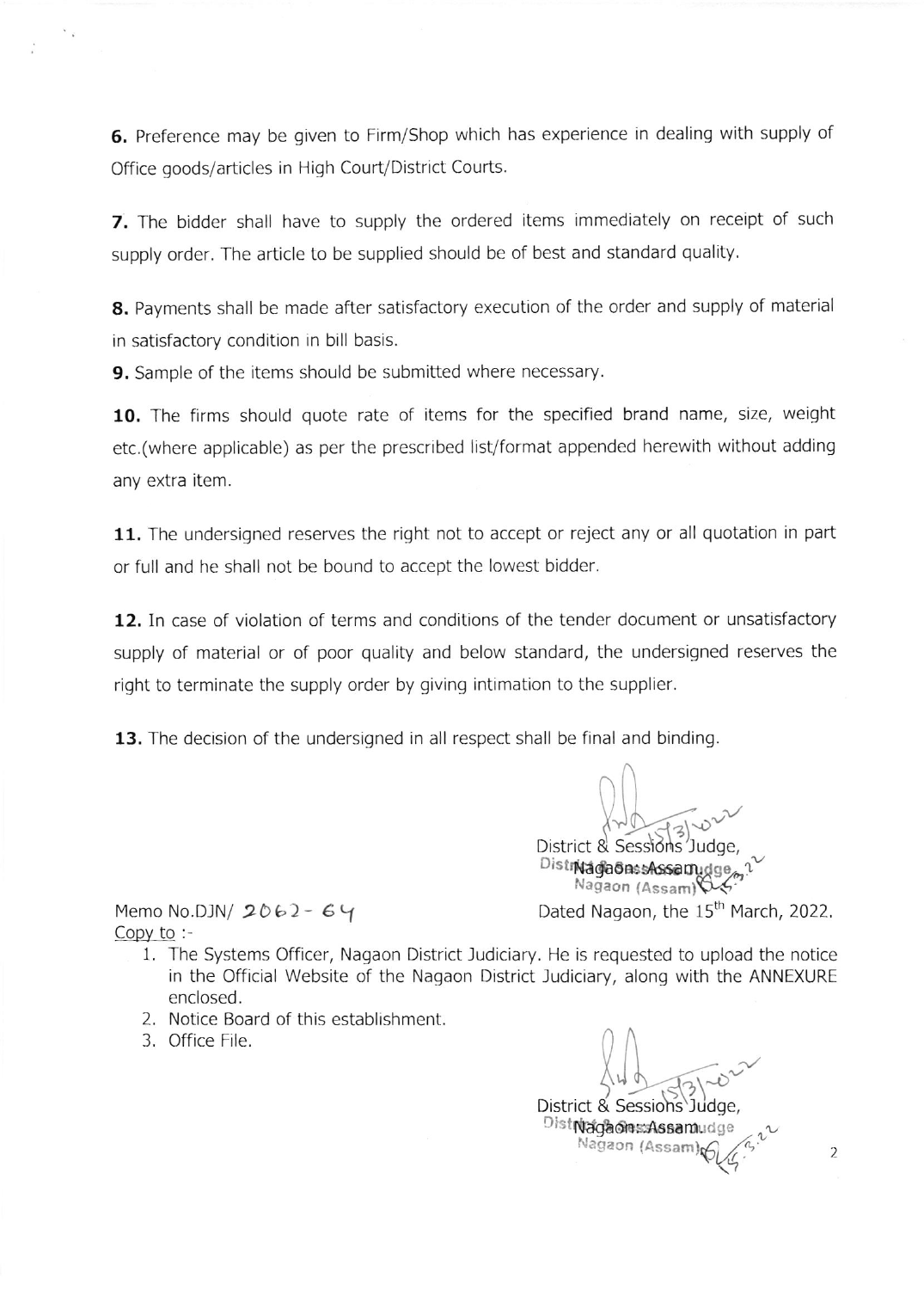**6.** Preference may be given to Firm/Shop which has experience in dealing with supply of Office goods/articles in High Court/District Courts.

**7.** The bidder shall have to supply the ordered items immediately on receipt of such supply order. The article to be supplied should be of best and standard quality.

**8.** Payments shall be made after satisfactory execution of the order and supply of material in satisfactory condition in bill basis.

**9.** Sample of the items should be submitted where necessary.

**10.** The firms should quote rate of items for the specified brand name, size, weight etc.(where applicable) as per the prescribed list/format appended herewith without adding any extra item.

**11.** The undersigned reserves the right not to accept or reject any or all quotation in part or full and he shall not be bound to accept the lowest bidder.

**12.** In case of violation of terms and conditions of the tender document or unsatisfactory supply of material or of poor quality and below standard, the undersigned reserves the right to terminate the supply order by giving intimation to the supplier.

**13.** The decision of the undersigned in all respect shall be final and binding.

District & Sessions Judge,
Nagaon::Assam

Memo No.DJN/ 2062 - 64

Dated Nagaon, the 15th March, 2022.

Copy to :-

1. The Systems Officer, Nagaon District Judiciary. He is requested to upload the notice in the Official Website of the Nagaon District Judiciary, along with the ANNEXURE enclosed.
2. Notice Board of this establishment.
3. Office File.

District & Sessions Judge,
Nagaon::Assam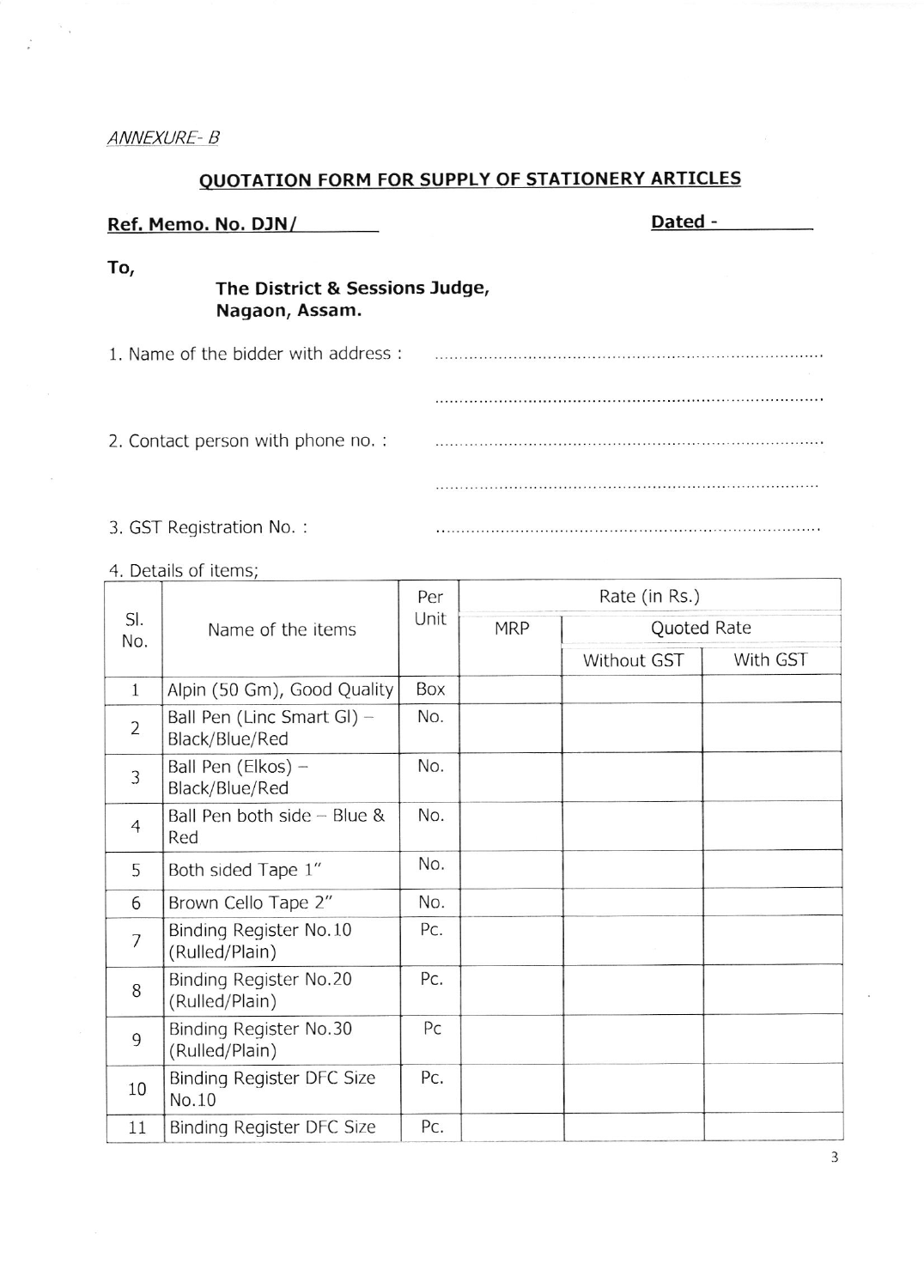*ANNEXURE- B*

## QUOTATION FORM FOR SUPPLY OF STATIONERY ARTICLES

**Ref. Memo. No. DJN/ __________** **Dated - __________**

**To,**

**The District & Sessions Judge,**
**Nagaon, Assam.**

1. Name of the bidder with address : ..........................................................................

..........................................................................

2. Contact person with phone no. : ..........................................................................

..........................................................................

3. GST Registration No. : ..........................................................................

4. Details of items;

| Sl. No. | Name of the items | Per Unit | Rate (in Rs.) | | |
|---|---|---|---|---|---|
| | | | MRP | Quoted Rate | |
| | | | | Without GST | With GST |
| 1 | Alpin (50 Gm), Good Quality | Box | | | |
| 2 | Ball Pen (Linc Smart Gl) – Black/Blue/Red | No. | | | |
| 3 | Ball Pen (Elkos) – Black/Blue/Red | No. | | | |
| 4 | Ball Pen both side – Blue & Red | No. | | | |
| 5 | Both sided Tape 1" | No. | | | |
| 6 | Brown Cello Tape 2" | No. | | | |
| 7 | Binding Register No.10 (Rulled/Plain) | Pc. | | | |
| 8 | Binding Register No.20 (Rulled/Plain) | Pc. | | | |
| 9 | Binding Register No.30 (Rulled/Plain) | Pc | | | |
| 10 | Binding Register DFC Size No.10 | Pc. | | | |
| 11 | Binding Register DFC Size | Pc. | | | |